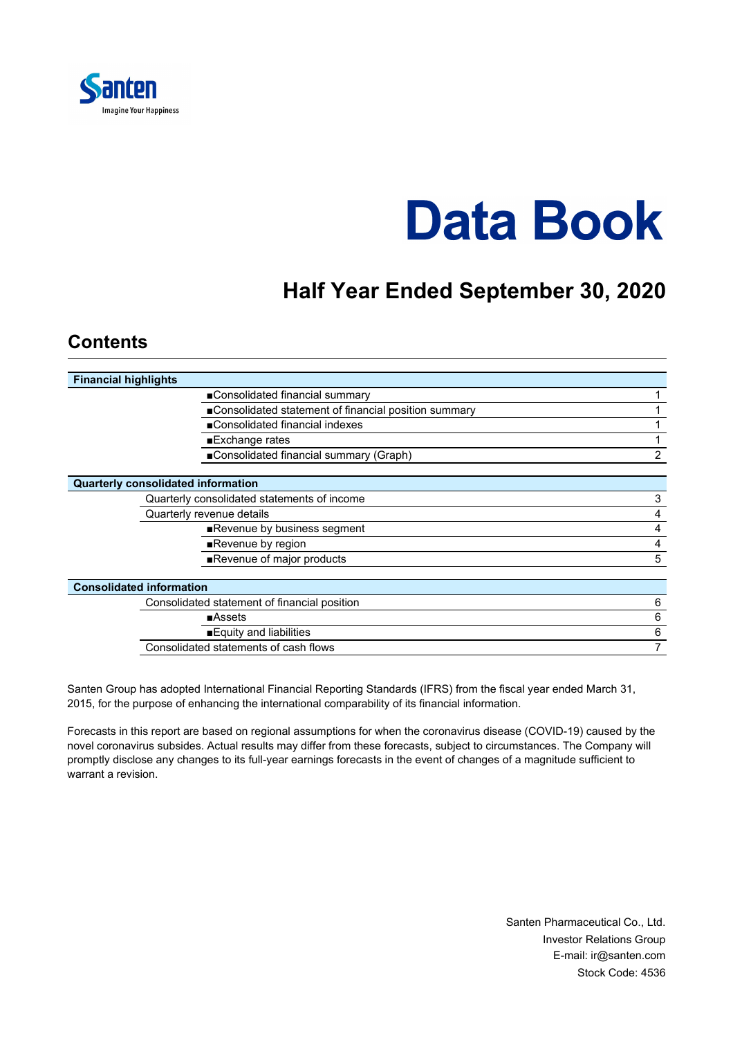Santen
Imagine Your Happiness

# Data Book

## Half Year Ended September 30, 2020

## Contents

| Section | Item | Page |
|---|---|---|
| **Financial highlights** | | |
| | ■Consolidated financial summary | 1 |
| | ■Consolidated statement of financial position summary | 1 |
| | ■Consolidated financial indexes | 1 |
| | ■Exchange rates | 1 |
| | ■Consolidated financial summary (Graph) | 2 |
| **Quarterly consolidated information** | | |
| | Quarterly consolidated statements of income | 3 |
| | Quarterly revenue details | 4 |
| | ■Revenue by business segment | 4 |
| | ■Revenue by region | 4 |
| | ■Revenue of major products | 5 |
| **Consolidated information** | | |
| | Consolidated statement of financial position | 6 |
| | ■Assets | 6 |
| | ■Equity and liabilities | 6 |
| | Consolidated statements of cash flows | 7 |

Santen Group has adopted International Financial Reporting Standards (IFRS) from the fiscal year ended March 31, 2015, for the purpose of enhancing the international comparability of its financial information.

Forecasts in this report are based on regional assumptions for when the coronavirus disease (COVID-19) caused by the novel coronavirus subsides. Actual results may differ from these forecasts, subject to circumstances. The Company will promptly disclose any changes to its full-year earnings forecasts in the event of changes of a magnitude sufficient to warrant a revision.

Santen Pharmaceutical Co., Ltd.
Investor Relations Group
E-mail: ir@santen.com
Stock Code: 4536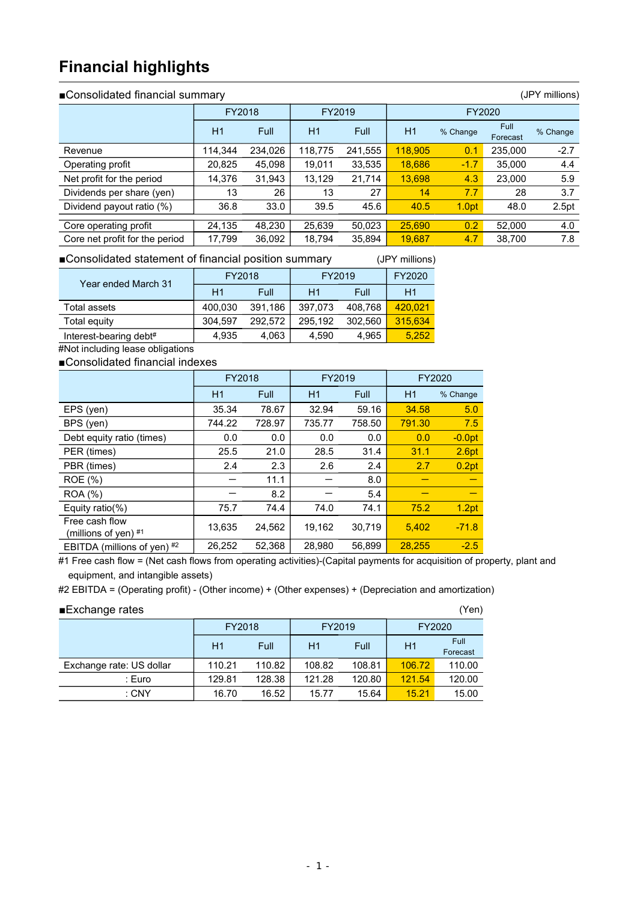# Financial highlights

■Consolidated financial summary (JPY millions)

| | FY2018 | | FY2019 | | FY2020 | | | |
|---|---|---|---|---|---|---|---|---|
| | H1 | Full | H1 | Full | H1 | % Change | Full Forecast | % Change |
| Revenue | 114,344 | 234,026 | 118,775 | 241,555 | 118,905 | 0.1 | 235,000 | -2.7 |
| Operating profit | 20,825 | 45,098 | 19,011 | 33,535 | 18,686 | -1.7 | 35,000 | 4.4 |
| Net profit for the period | 14,376 | 31,943 | 13,129 | 21,714 | 13,698 | 4.3 | 23,000 | 5.9 |
| Dividends per share (yen) | 13 | 26 | 13 | 27 | 14 | 7.7 | 28 | 3.7 |
| Dividend payout ratio (%) | 36.8 | 33.0 | 39.5 | 45.6 | 40.5 | 1.0pt | 48.0 | 2.5pt |
| Core operating profit | 24,135 | 48,230 | 25,639 | 50,023 | 25,690 | 0.2 | 52,000 | 4.0 |
| Core net profit for the period | 17,799 | 36,092 | 18,794 | 35,894 | 19,687 | 4.7 | 38,700 | 7.8 |

■Consolidated statement of financial position summary (JPY millions)

| Year ended March 31 | FY2018 | | FY2019 | | FY2020 |
|---|---|---|---|---|---|
| | H1 | Full | H1 | Full | H1 |
| Total assets | 400,030 | 391,186 | 397,073 | 408,768 | 420,021 |
| Total equity | 304,597 | 292,572 | 295,192 | 302,560 | 315,634 |
| Interest-bearing debt# | 4,935 | 4,063 | 4,590 | 4,965 | 5,252 |

#Not including lease obligations

■Consolidated financial indexes

| | FY2018 | | FY2019 | | FY2020 | |
|---|---|---|---|---|---|---|
| | H1 | Full | H1 | Full | H1 | % Change |
| EPS (yen) | 35.34 | 78.67 | 32.94 | 59.16 | 34.58 | 5.0 |
| BPS (yen) | 744.22 | 728.97 | 735.77 | 758.50 | 791.30 | 7.5 |
| Debt equity ratio (times) | 0.0 | 0.0 | 0.0 | 0.0 | 0.0 | -0.0pt |
| PER (times) | 25.5 | 21.0 | 28.5 | 31.4 | 31.1 | 2.6pt |
| PBR (times) | 2.4 | 2.3 | 2.6 | 2.4 | 2.7 | 0.2pt |
| ROE (%) | ― | 11.1 | ― | 8.0 | ― | ― |
| ROA (%) | ― | 8.2 | ― | 5.4 | ― | ― |
| Equity ratio(%) | 75.7 | 74.4 | 74.0 | 74.1 | 75.2 | 1.2pt |
| Free cash flow (millions of yen) #1 | 13,635 | 24,562 | 19,162 | 30,719 | 5,402 | -71.8 |
| EBITDA (millions of yen) #2 | 26,252 | 52,368 | 28,980 | 56,899 | 28,255 | -2.5 |

#1 Free cash flow = (Net cash flows from operating activities)-(Capital payments for acquisition of property, plant and equipment, and intangible assets)

#2 EBITDA = (Operating profit) - (Other income) + (Other expenses) + (Depreciation and amortization)

■Exchange rates (Yen)

| | FY2018 | | FY2019 | | FY2020 | |
|---|---|---|---|---|---|---|
| | H1 | Full | H1 | Full | H1 | Full Forecast |
| Exchange rate: US dollar | 110.21 | 110.82 | 108.82 | 108.81 | 106.72 | 110.00 |
| : Euro | 129.81 | 128.38 | 121.28 | 120.80 | 121.54 | 120.00 |
| : CNY | 16.70 | 16.52 | 15.77 | 15.64 | 15.21 | 15.00 |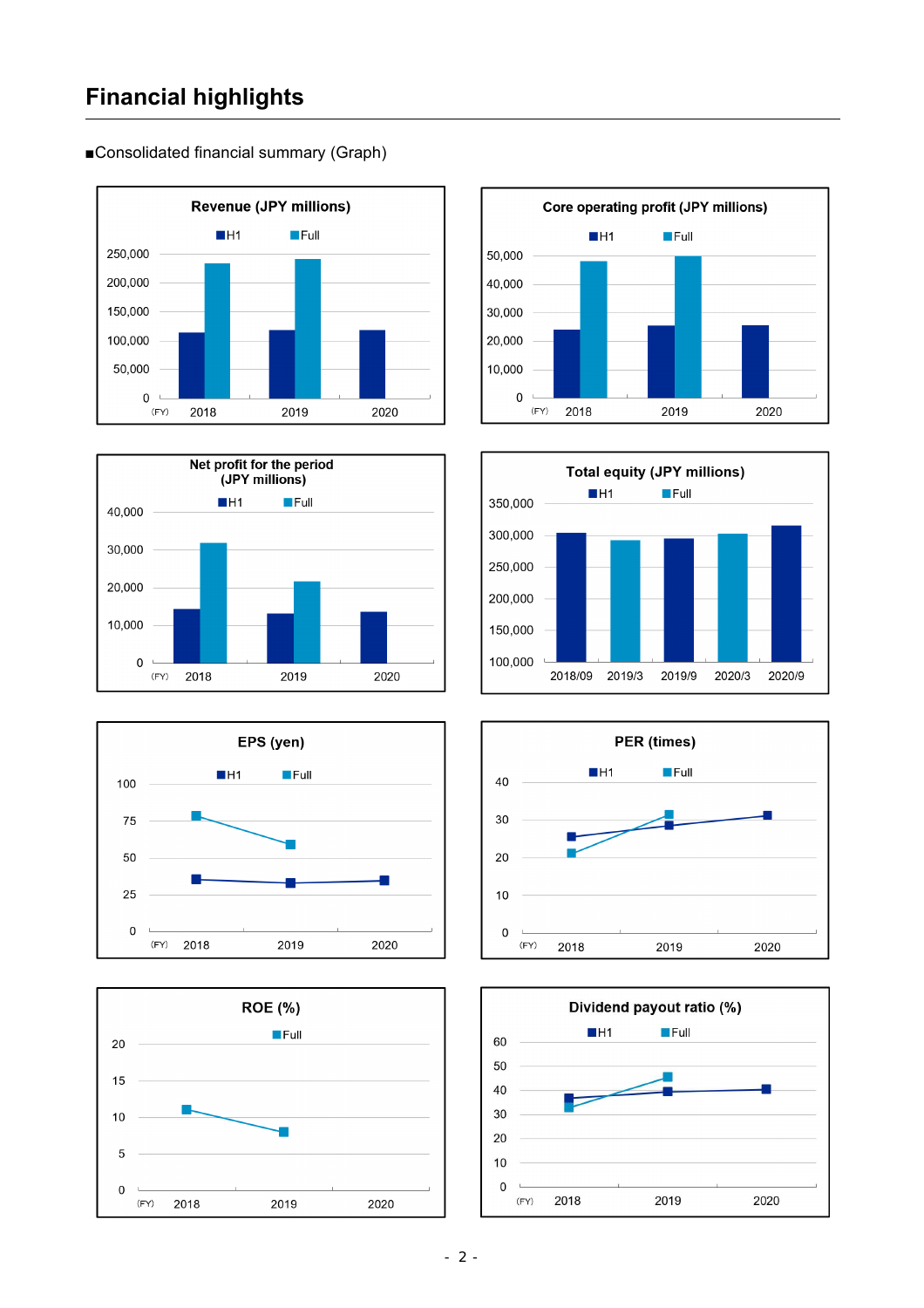# Financial highlights

■Consolidated financial summary (Graph)

**Revenue (JPY millions)**

H1 Full

250,000
200,000
150,000
100,000
50,000
0

(FY) 2018 2019 2020

**Core operating profit (JPY millions)**

H1 Full

50,000
40,000
30,000
20,000
10,000
0

(FY) 2018 2019 2020

**Net profit for the period (JPY millions)**

H1 Full

40,000
30,000
20,000
10,000
0

(FY) 2018 2019 2020

**Total equity (JPY millions)**

H1 Full

350,000
300,000
250,000
200,000
150,000
100,000

2018/09 2019/3 2019/9 2020/3 2020/9

**EPS (yen)**

H1 Full

100
75
50
25
0

(FY) 2018 2019 2020

**PER (times)**

H1 Full

40
30
20
10
0

(FY) 2018 2019 2020

**ROE (%)**

Full

20
15
10
5
0

(FY) 2018 2019 2020

**Dividend payout ratio (%)**

H1 Full

60
50
40
30
20
10
0

(FY) 2018 2019 2020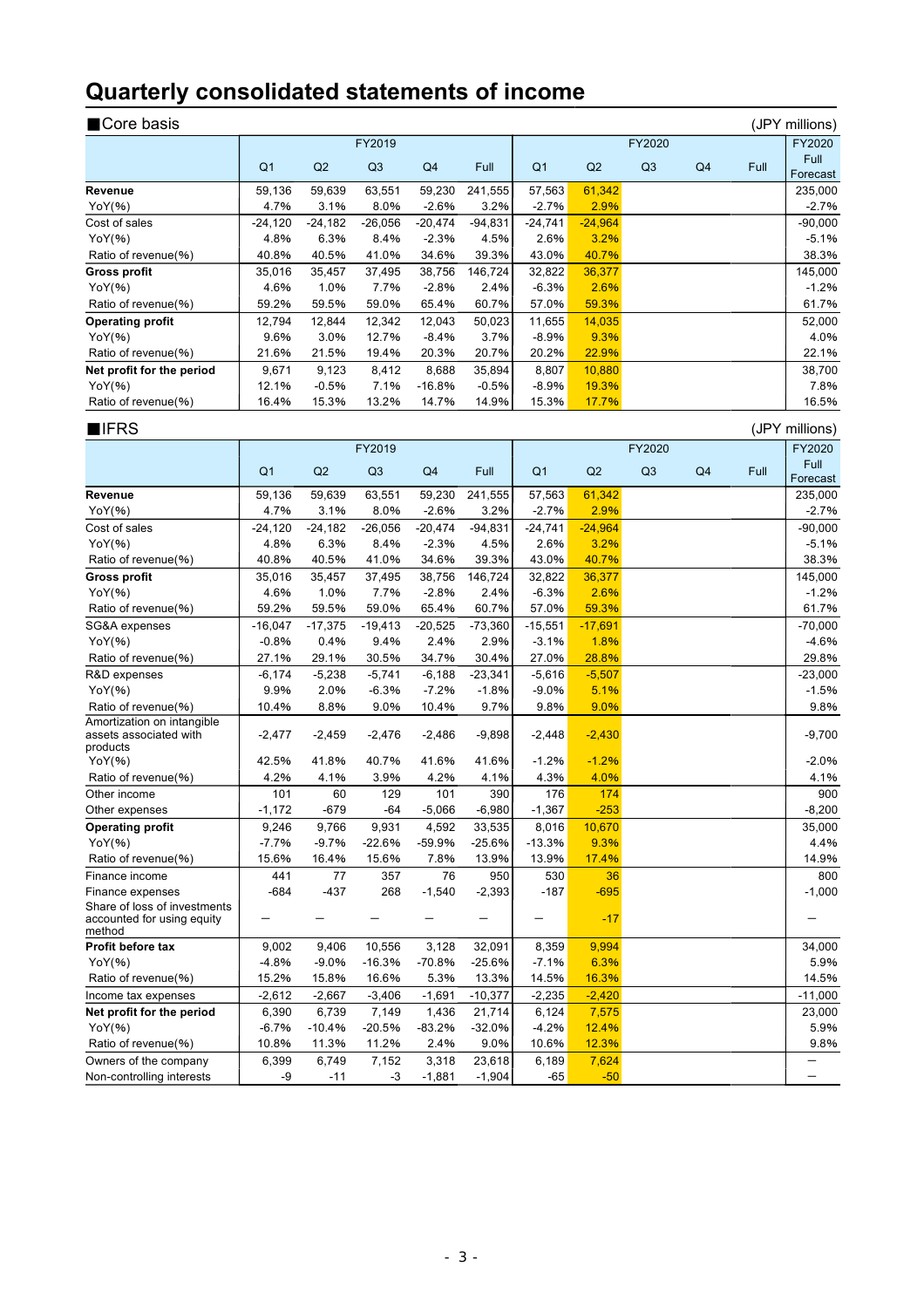# Quarterly consolidated statements of income

## ■Core basis

(JPY millions)

| | FY2019 | | | | | FY2020 | | | | | FY2020 |
|---|---|---|---|---|---|---|---|---|---|---|---|
| | Q1 | Q2 | Q3 | Q4 | Full | Q1 | Q2 | Q3 | Q4 | Full | Full Forecast |
| **Revenue** | 59,136 | 59,639 | 63,551 | 59,230 | 241,555 | 57,563 | 61,342 | | | | 235,000 |
| YoY(%) | 4.7% | 3.1% | 8.0% | -2.6% | 3.2% | -2.7% | 2.9% | | | | -2.7% |
| Cost of sales | -24,120 | -24,182 | -26,056 | -20,474 | -94,831 | -24,741 | -24,964 | | | | -90,000 |
| YoY(%) | 4.8% | 6.3% | 8.4% | -2.3% | 4.5% | 2.6% | 3.2% | | | | -5.1% |
| Ratio of revenue(%) | 40.8% | 40.5% | 41.0% | 34.6% | 39.3% | 43.0% | 40.7% | | | | 38.3% |
| **Gross profit** | 35,016 | 35,457 | 37,495 | 38,756 | 146,724 | 32,822 | 36,377 | | | | 145,000 |
| YoY(%) | 4.6% | 1.0% | 7.7% | -2.8% | 2.4% | -6.3% | 2.6% | | | | -1.2% |
| Ratio of revenue(%) | 59.2% | 59.5% | 59.0% | 65.4% | 60.7% | 57.0% | 59.3% | | | | 61.7% |
| **Operating profit** | 12,794 | 12,844 | 12,342 | 12,043 | 50,023 | 11,655 | 14,035 | | | | 52,000 |
| YoY(%) | 9.6% | 3.0% | 12.7% | -8.4% | 3.7% | -8.9% | 9.3% | | | | 4.0% |
| Ratio of revenue(%) | 21.6% | 21.5% | 19.4% | 20.3% | 20.7% | 20.2% | 22.9% | | | | 22.1% |
| **Net profit for the period** | 9,671 | 9,123 | 8,412 | 8,688 | 35,894 | 8,807 | 10,880 | | | | 38,700 |
| YoY(%) | 12.1% | -0.5% | 7.1% | -16.8% | -0.5% | -8.9% | 19.3% | | | | 7.8% |
| Ratio of revenue(%) | 16.4% | 15.3% | 13.2% | 14.7% | 14.9% | 15.3% | 17.7% | | | | 16.5% |

## ■IFRS

(JPY millions)

| | FY2019 | | | | | FY2020 | | | | | FY2020 |
|---|---|---|---|---|---|---|---|---|---|---|---|
| | Q1 | Q2 | Q3 | Q4 | Full | Q1 | Q2 | Q3 | Q4 | Full | Full Forecast |
| **Revenue** | 59,136 | 59,639 | 63,551 | 59,230 | 241,555 | 57,563 | 61,342 | | | | 235,000 |
| YoY(%) | 4.7% | 3.1% | 8.0% | -2.6% | 3.2% | -2.7% | 2.9% | | | | -2.7% |
| Cost of sales | -24,120 | -24,182 | -26,056 | -20,474 | -94,831 | -24,741 | -24,964 | | | | -90,000 |
| YoY(%) | 4.8% | 6.3% | 8.4% | -2.3% | 4.5% | 2.6% | 3.2% | | | | -5.1% |
| Ratio of revenue(%) | 40.8% | 40.5% | 41.0% | 34.6% | 39.3% | 43.0% | 40.7% | | | | 38.3% |
| **Gross profit** | 35,016 | 35,457 | 37,495 | 38,756 | 146,724 | 32,822 | 36,377 | | | | 145,000 |
| YoY(%) | 4.6% | 1.0% | 7.7% | -2.8% | 2.4% | -6.3% | 2.6% | | | | -1.2% |
| Ratio of revenue(%) | 59.2% | 59.5% | 59.0% | 65.4% | 60.7% | 57.0% | 59.3% | | | | 61.7% |
| SG&A expenses | -16,047 | -17,375 | -19,413 | -20,525 | -73,360 | -15,551 | -17,691 | | | | -70,000 |
| YoY(%) | -0.8% | 0.4% | 9.4% | 2.4% | 2.9% | -3.1% | 1.8% | | | | -4.6% |
| Ratio of revenue(%) | 27.1% | 29.1% | 30.5% | 34.7% | 30.4% | 27.0% | 28.8% | | | | 29.8% |
| R&D expenses | -6,174 | -5,238 | -5,741 | -6,188 | -23,341 | -5,616 | -5,507 | | | | -23,000 |
| YoY(%) | 9.9% | 2.0% | -6.3% | -7.2% | -1.8% | -9.0% | 5.1% | | | | -1.5% |
| Ratio of revenue(%) | 10.4% | 8.8% | 9.0% | 10.4% | 9.7% | 9.8% | 9.0% | | | | 9.8% |
| Amortization on intangible assets associated with products | -2,477 | -2,459 | -2,476 | -2,486 | -9,898 | -2,448 | -2,430 | | | | -9,700 |
| YoY(%) | 42.5% | 41.8% | 40.7% | 41.6% | 41.6% | -1.2% | -1.2% | | | | -2.0% |
| Ratio of revenue(%) | 4.2% | 4.1% | 3.9% | 4.2% | 4.1% | 4.3% | 4.0% | | | | 4.1% |
| Other income | 101 | 60 | 129 | 101 | 390 | 176 | 174 | | | | 900 |
| Other expenses | -1,172 | -679 | -64 | -5,066 | -6,980 | -1,367 | -253 | | | | -8,200 |
| **Operating profit** | 9,246 | 9,766 | 9,931 | 4,592 | 33,535 | 8,016 | 10,670 | | | | 35,000 |
| YoY(%) | -7.7% | -9.7% | -22.6% | -59.9% | -25.6% | -13.3% | 9.3% | | | | 4.4% |
| Ratio of revenue(%) | 15.6% | 16.4% | 15.6% | 7.8% | 13.9% | 13.9% | 17.4% | | | | 14.9% |
| Finance income | 441 | 77 | 357 | 76 | 950 | 530 | 36 | | | | 800 |
| Finance expenses | -684 | -437 | 268 | -1,540 | -2,393 | -187 | -695 | | | | -1,000 |
| Share of loss of investments accounted for using equity method | — | — | — | — | — | — | -17 | | | | — |
| **Profit before tax** | 9,002 | 9,406 | 10,556 | 3,128 | 32,091 | 8,359 | 9,994 | | | | 34,000 |
| YoY(%) | -4.8% | -9.0% | -16.3% | -70.8% | -25.6% | -7.1% | 6.3% | | | | 5.9% |
| Ratio of revenue(%) | 15.2% | 15.8% | 16.6% | 5.3% | 13.3% | 14.5% | 16.3% | | | | 14.5% |
| Income tax expenses | -2,612 | -2,667 | -3,406 | -1,691 | -10,377 | -2,235 | -2,420 | | | | -11,000 |
| **Net profit for the period** | 6,390 | 6,739 | 7,149 | 1,436 | 21,714 | 6,124 | 7,575 | | | | 23,000 |
| YoY(%) | -6.7% | -10.4% | -20.5% | -83.2% | -32.0% | -4.2% | 12.4% | | | | 5.9% |
| Ratio of revenue(%) | 10.8% | 11.3% | 11.2% | 2.4% | 9.0% | 10.6% | 12.3% | | | | 9.8% |
| Owners of the company | 6,399 | 6,749 | 7,152 | 3,318 | 23,618 | 6,189 | 7,624 | | | | — |
| Non-controlling interests | -9 | -11 | -3 | -1,881 | -1,904 | -65 | -50 | | | | — |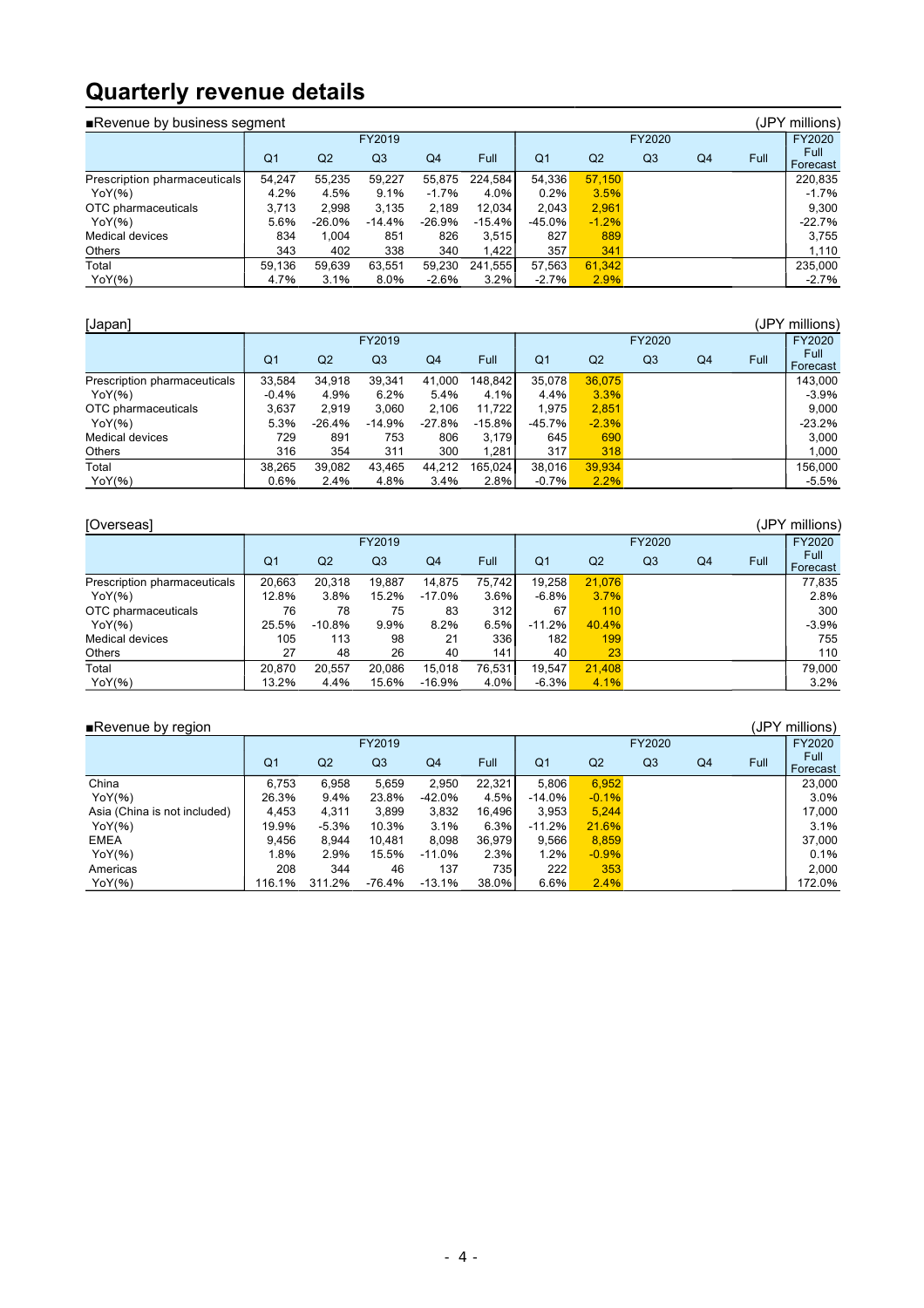# Quarterly revenue details

■Revenue by business segment (JPY millions)

| | FY2019 | | | | | FY2020 | | | | | FY2020 |
|---|---|---|---|---|---|---|---|---|---|---|---|
| | Q1 | Q2 | Q3 | Q4 | Full | Q1 | Q2 | Q3 | Q4 | Full | Full Forecast |
| Prescription pharmaceuticals | 54,247 | 55,235 | 59,227 | 55,875 | 224,584 | 54,336 | 57,150 | | | | 220,835 |
| YoY(%) | 4.2% | 4.5% | 9.1% | -1.7% | 4.0% | 0.2% | 3.5% | | | | -1.7% |
| OTC pharmaceuticals | 3,713 | 2,998 | 3,135 | 2,189 | 12,034 | 2,043 | 2,961 | | | | 9,300 |
| YoY(%) | 5.6% | -26.0% | -14.4% | -26.9% | -15.4% | -45.0% | -1.2% | | | | -22.7% |
| Medical devices | 834 | 1,004 | 851 | 826 | 3,515 | 827 | 889 | | | | 3,755 |
| Others | 343 | 402 | 338 | 340 | 1,422 | 357 | 341 | | | | 1,110 |
| Total | 59,136 | 59,639 | 63,551 | 59,230 | 241,555 | 57,563 | 61,342 | | | | 235,000 |
| YoY(%) | 4.7% | 3.1% | 8.0% | -2.6% | 3.2% | -2.7% | 2.9% | | | | -2.7% |

[Japan] (JPY millions)

| | FY2019 | | | | | FY2020 | | | | | FY2020 |
|---|---|---|---|---|---|---|---|---|---|---|---|
| | Q1 | Q2 | Q3 | Q4 | Full | Q1 | Q2 | Q3 | Q4 | Full | Full Forecast |
| Prescription pharmaceuticals | 33,584 | 34,918 | 39,341 | 41,000 | 148,842 | 35,078 | 36,075 | | | | 143,000 |
| YoY(%) | -0.4% | 4.9% | 6.2% | 5.4% | 4.1% | 4.4% | 3.3% | | | | -3.9% |
| OTC pharmaceuticals | 3,637 | 2,919 | 3,060 | 2,106 | 11,722 | 1,975 | 2,851 | | | | 9,000 |
| YoY(%) | 5.3% | -26.4% | -14.9% | -27.8% | -15.8% | -45.7% | -2.3% | | | | -23.2% |
| Medical devices | 729 | 891 | 753 | 806 | 3,179 | 645 | 690 | | | | 3,000 |
| Others | 316 | 354 | 311 | 300 | 1,281 | 317 | 318 | | | | 1,000 |
| Total | 38,265 | 39,082 | 43,465 | 44,212 | 165,024 | 38,016 | 39,934 | | | | 156,000 |
| YoY(%) | 0.6% | 2.4% | 4.8% | 3.4% | 2.8% | -0.7% | 2.2% | | | | -5.5% |

[Overseas] (JPY millions)

| | FY2019 | | | | | FY2020 | | | | | FY2020 |
|---|---|---|---|---|---|---|---|---|---|---|---|
| | Q1 | Q2 | Q3 | Q4 | Full | Q1 | Q2 | Q3 | Q4 | Full | Full Forecast |
| Prescription pharmaceuticals | 20,663 | 20,318 | 19,887 | 14,875 | 75,742 | 19,258 | 21,076 | | | | 77,835 |
| YoY(%) | 12.8% | 3.8% | 15.2% | -17.0% | 3.6% | -6.8% | 3.7% | | | | 2.8% |
| OTC pharmaceuticals | 76 | 78 | 75 | 83 | 312 | 67 | 110 | | | | 300 |
| YoY(%) | 25.5% | -10.8% | 9.9% | 8.2% | 6.5% | -11.2% | 40.4% | | | | -3.9% |
| Medical devices | 105 | 113 | 98 | 21 | 336 | 182 | 199 | | | | 755 |
| Others | 27 | 48 | 26 | 40 | 141 | 40 | 23 | | | | 110 |
| Total | 20,870 | 20,557 | 20,086 | 15,018 | 76,531 | 19,547 | 21,408 | | | | 79,000 |
| YoY(%) | 13.2% | 4.4% | 15.6% | -16.9% | 4.0% | -6.3% | 4.1% | | | | 3.2% |

■Revenue by region (JPY millions)

| | FY2019 | | | | | FY2020 | | | | | FY2020 |
|---|---|---|---|---|---|---|---|---|---|---|---|
| | Q1 | Q2 | Q3 | Q4 | Full | Q1 | Q2 | Q3 | Q4 | Full | Full Forecast |
| China | 6,753 | 6,958 | 5,659 | 2,950 | 22,321 | 5,806 | 6,952 | | | | 23,000 |
| YoY(%) | 26.3% | 9.4% | 23.8% | -42.0% | 4.5% | -14.0% | -0.1% | | | | 3.0% |
| Asia (China is not included) | 4,453 | 4,311 | 3,899 | 3,832 | 16,496 | 3,953 | 5,244 | | | | 17,000 |
| YoY(%) | 19.9% | -5.3% | 10.3% | 3.1% | 6.3% | -11.2% | 21.6% | | | | 3.1% |
| EMEA | 9,456 | 8,944 | 10,481 | 8,098 | 36,979 | 9,566 | 8,859 | | | | 37,000 |
| YoY(%) | 1.8% | 2.9% | 15.5% | -11.0% | 2.3% | 1.2% | -0.9% | | | | 0.1% |
| Americas | 208 | 344 | 46 | 137 | 735 | 222 | 353 | | | | 2,000 |
| YoY(%) | 116.1% | 311.2% | -76.4% | -13.1% | 38.0% | 6.6% | 2.4% | | | | 172.0% |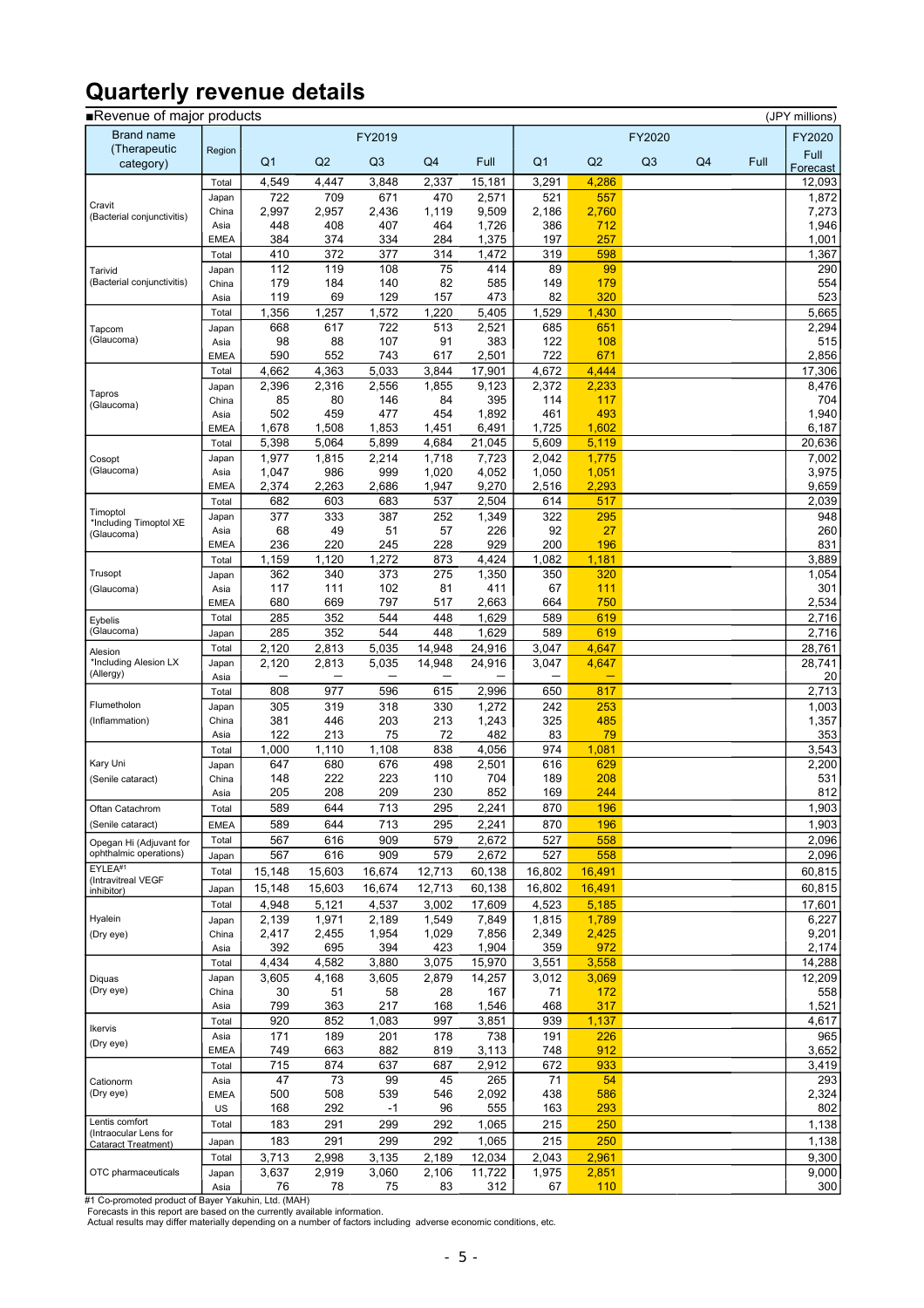# Quarterly revenue details

■Revenue of major products (JPY millions)

| Brand name (Therapeutic category) | Region | FY2019 | | | | | FY2020 | | | | | FY2020 |
|---|---|---|---|---|---|---|---|---|---|---|---|---|
| | | Q1 | Q2 | Q3 | Q4 | Full | Q1 | Q2 | Q3 | Q4 | Full | Full Forecast |
| Cravit (Bacterial conjunctivitis) | Total | 4,549 | 4,447 | 3,848 | 2,337 | 15,181 | 3,291 | 4,286 | | | | 12,093 |
| | Japan | 722 | 709 | 671 | 470 | 2,571 | 521 | 557 | | | | 1,872 |
| | China | 2,997 | 2,957 | 2,436 | 1,119 | 9,509 | 2,186 | 2,760 | | | | 7,273 |
| | Asia | 448 | 408 | 407 | 464 | 1,726 | 386 | 712 | | | | 1,946 |
| | EMEA | 384 | 374 | 334 | 284 | 1,375 | 197 | 257 | | | | 1,001 |
| Tarivid (Bacterial conjunctivitis) | Total | 410 | 372 | 377 | 314 | 1,472 | 319 | 598 | | | | 1,367 |
| | Japan | 112 | 119 | 108 | 75 | 414 | 89 | 99 | | | | 290 |
| | China | 179 | 184 | 140 | 82 | 585 | 149 | 179 | | | | 554 |
| | Asia | 119 | 69 | 129 | 157 | 473 | 82 | 320 | | | | 523 |
| Tapcom (Glaucoma) | Total | 1,356 | 1,257 | 1,572 | 1,220 | 5,405 | 1,529 | 1,430 | | | | 5,665 |
| | Japan | 668 | 617 | 722 | 513 | 2,521 | 685 | 651 | | | | 2,294 |
| | Asia | 98 | 88 | 107 | 91 | 383 | 122 | 108 | | | | 515 |
| | EMEA | 590 | 552 | 743 | 617 | 2,501 | 722 | 671 | | | | 2,856 |
| Tapros (Glaucoma) | Total | 4,662 | 4,363 | 5,033 | 3,844 | 17,901 | 4,672 | 4,444 | | | | 17,306 |
| | Japan | 2,396 | 2,316 | 2,556 | 1,855 | 9,123 | 2,372 | 2,233 | | | | 8,476 |
| | China | 85 | 80 | 146 | 84 | 395 | 114 | 117 | | | | 704 |
| | Asia | 502 | 459 | 477 | 454 | 1,892 | 461 | 493 | | | | 1,940 |
| | EMEA | 1,678 | 1,508 | 1,853 | 1,451 | 6,491 | 1,725 | 1,602 | | | | 6,187 |
| Cosopt (Glaucoma) | Total | 5,398 | 5,064 | 5,899 | 4,684 | 21,045 | 5,609 | 5,119 | | | | 20,636 |
| | Japan | 1,977 | 1,815 | 2,214 | 1,718 | 7,723 | 2,042 | 1,775 | | | | 7,002 |
| | Asia | 1,047 | 986 | 999 | 1,020 | 4,052 | 1,050 | 1,051 | | | | 3,975 |
| | EMEA | 2,374 | 2,263 | 2,686 | 1,947 | 9,270 | 2,516 | 2,293 | | | | 9,659 |
| Timoptol *Including Timoptol XE (Glaucoma) | Total | 682 | 603 | 683 | 537 | 2,504 | 614 | 517 | | | | 2,039 |
| | Japan | 377 | 333 | 387 | 252 | 1,349 | 322 | 295 | | | | 948 |
| | Asia | 68 | 49 | 51 | 57 | 226 | 92 | 27 | | | | 260 |
| | EMEA | 236 | 220 | 245 | 228 | 929 | 200 | 196 | | | | 831 |
| Trusopt (Glaucoma) | Total | 1,159 | 1,120 | 1,272 | 873 | 4,424 | 1,082 | 1,181 | | | | 3,889 |
| | Japan | 362 | 340 | 373 | 275 | 1,350 | 350 | 320 | | | | 1,054 |
| | Asia | 117 | 111 | 102 | 81 | 411 | 67 | 111 | | | | 301 |
| | EMEA | 680 | 669 | 797 | 517 | 2,663 | 664 | 750 | | | | 2,534 |
| Eybelis (Glaucoma) | Total | 285 | 352 | 544 | 448 | 1,629 | 589 | 619 | | | | 2,716 |
| | Japan | 285 | 352 | 544 | 448 | 1,629 | 589 | 619 | | | | 2,716 |
| Alesion *Including Alesion LX (Allergy) | Total | 2,120 | 2,813 | 5,035 | 14,948 | 24,916 | 3,047 | 4,647 | | | | 28,761 |
| | Japan | 2,120 | 2,813 | 5,035 | 14,948 | 24,916 | 3,047 | 4,647 | | | | 28,741 |
| | Asia | — | — | — | — | — | — | — | | | | 20 |
| Flumetholon (Inflammation) | Total | 808 | 977 | 596 | 615 | 2,996 | 650 | 817 | | | | 2,713 |
| | Japan | 305 | 319 | 318 | 330 | 1,272 | 242 | 253 | | | | 1,003 |
| | China | 381 | 446 | 203 | 213 | 1,243 | 325 | 485 | | | | 1,357 |
| | Asia | 122 | 213 | 75 | 72 | 482 | 83 | 79 | | | | 353 |
| Kary Uni (Senile cataract) | Total | 1,000 | 1,110 | 1,108 | 838 | 4,056 | 974 | 1,081 | | | | 3,543 |
| | Japan | 647 | 680 | 676 | 498 | 2,501 | 616 | 629 | | | | 2,200 |
| | China | 148 | 222 | 223 | 110 | 704 | 189 | 208 | | | | 531 |
| | Asia | 205 | 208 | 209 | 230 | 852 | 169 | 244 | | | | 812 |
| Oftan Catachrom (Senile cataract) | Total | 589 | 644 | 713 | 295 | 2,241 | 870 | 196 | | | | 1,903 |
| | EMEA | 589 | 644 | 713 | 295 | 2,241 | 870 | 196 | | | | 1,903 |
| Opegan Hi (Adjuvant for ophthalmic operations) | Total | 567 | 616 | 909 | 579 | 2,672 | 527 | 558 | | | | 2,096 |
| | Japan | 567 | 616 | 909 | 579 | 2,672 | 527 | 558 | | | | 2,096 |
| EYLEA[#1] (Intravitreal VEGF inhibitor) | Total | 15,148 | 15,603 | 16,674 | 12,713 | 60,138 | 16,802 | 16,491 | | | | 60,815 |
| | Japan | 15,148 | 15,603 | 16,674 | 12,713 | 60,138 | 16,802 | 16,491 | | | | 60,815 |
| Hyalein (Dry eye) | Total | 4,948 | 5,121 | 4,537 | 3,002 | 17,609 | 4,523 | 5,185 | | | | 17,601 |
| | Japan | 2,139 | 1,971 | 2,189 | 1,549 | 7,849 | 1,815 | 1,789 | | | | 6,227 |
| | China | 2,417 | 2,455 | 1,954 | 1,029 | 7,856 | 2,349 | 2,425 | | | | 9,201 |
| | Asia | 392 | 695 | 394 | 423 | 1,904 | 359 | 972 | | | | 2,174 |
| Diquas (Dry eye) | Total | 4,434 | 4,582 | 3,880 | 3,075 | 15,970 | 3,551 | 3,558 | | | | 14,288 |
| | Japan | 3,605 | 4,168 | 3,605 | 2,879 | 14,257 | 3,012 | 3,069 | | | | 12,209 |
| | China | 30 | 51 | 58 | 28 | 167 | 71 | 172 | | | | 558 |
| | Asia | 799 | 363 | 217 | 168 | 1,546 | 468 | 317 | | | | 1,521 |
| Ikervis (Dry eye) | Total | 920 | 852 | 1,083 | 997 | 3,851 | 939 | 1,137 | | | | 4,617 |
| | Asia | 171 | 189 | 201 | 178 | 738 | 191 | 226 | | | | 965 |
| | EMEA | 749 | 663 | 882 | 819 | 3,113 | 748 | 912 | | | | 3,652 |
| Cationorm (Dry eye) | Total | 715 | 874 | 637 | 687 | 2,912 | 672 | 933 | | | | 3,419 |
| | Asia | 47 | 73 | 99 | 45 | 265 | 71 | 54 | | | | 293 |
| | EMEA | 500 | 508 | 539 | 546 | 2,092 | 438 | 586 | | | | 2,324 |
| | US | 168 | 292 | -1 | 96 | 555 | 163 | 293 | | | | 802 |
| Lentis comfort (Intraocular Lens for Cataract Treatment) | Total | 183 | 291 | 299 | 292 | 1,065 | 215 | 250 | | | | 1,138 |
| | Japan | 183 | 291 | 299 | 292 | 1,065 | 215 | 250 | | | | 1,138 |
| OTC pharmaceuticals | Total | 3,713 | 2,998 | 3,135 | 2,189 | 12,034 | 2,043 | 2,961 | | | | 9,300 |
| | Japan | 3,637 | 2,919 | 3,060 | 2,106 | 11,722 | 1,975 | 2,851 | | | | 9,000 |
| | Asia | 76 | 78 | 75 | 83 | 312 | 67 | 110 | | | | 300 |

#1 Co-promoted product of Bayer Yakuhin, Ltd. (MAH)

Forecasts in this report are based on the currently available information.
Actual results may differ materially depending on a number of factors including adverse economic conditions, etc.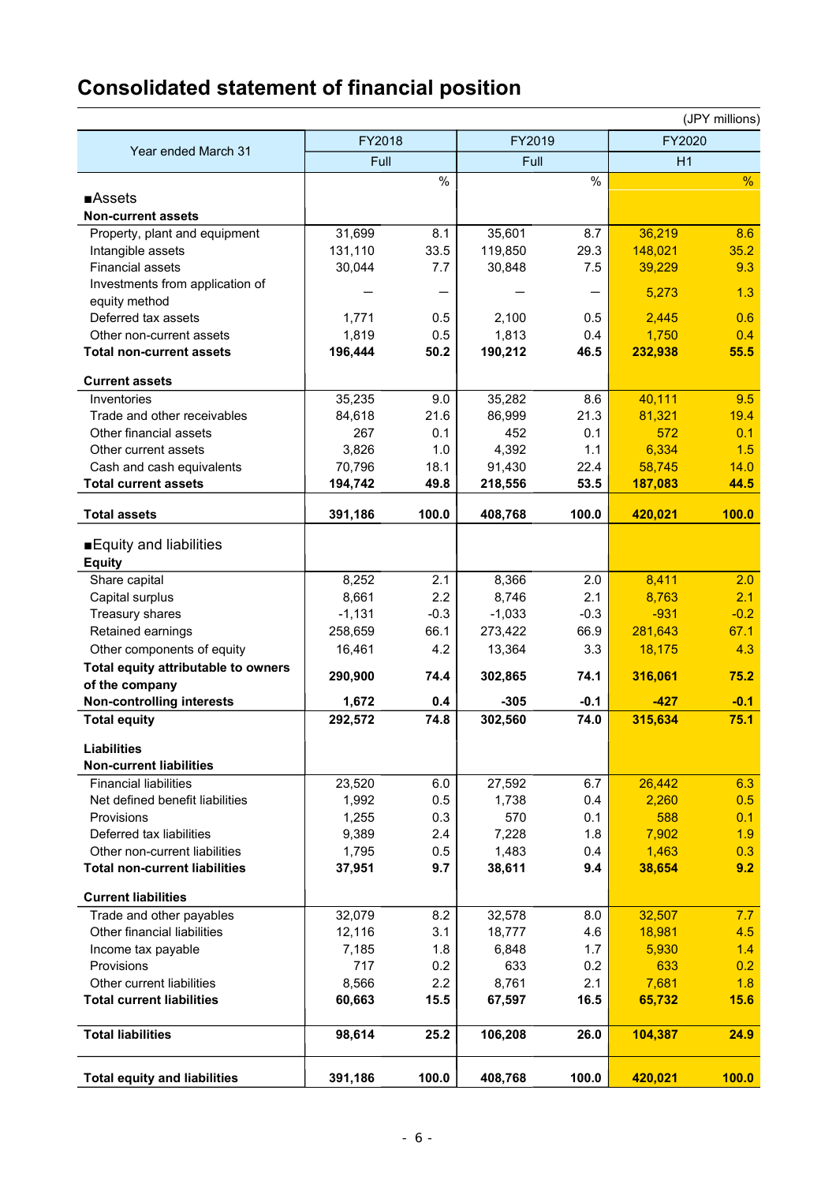# Consolidated statement of financial position

(JPY millions)

| Year ended March 31 | FY2018 | | FY2019 | | FY2020 | |
|---|---|---|---|---|---|---|
| | Full | | Full | | H1 | |
| | | % | | % | | % |
| ■Assets | | | | | | |
| **Non-current assets** | | | | | | |
| Property, plant and equipment | 31,699 | 8.1 | 35,601 | 8.7 | 36,219 | 8.6 |
| Intangible assets | 131,110 | 33.5 | 119,850 | 29.3 | 148,021 | 35.2 |
| Financial assets | 30,044 | 7.7 | 30,848 | 7.5 | 39,229 | 9.3 |
| Investments from application of equity method | ― | ― | ― | ― | 5,273 | 1.3 |
| Deferred tax assets | 1,771 | 0.5 | 2,100 | 0.5 | 2,445 | 0.6 |
| Other non-current assets | 1,819 | 0.5 | 1,813 | 0.4 | 1,750 | 0.4 |
| **Total non-current assets** | **196,444** | **50.2** | **190,212** | **46.5** | **232,938** | **55.5** |
| **Current assets** | | | | | | |
| Inventories | 35,235 | 9.0 | 35,282 | 8.6 | 40,111 | 9.5 |
| Trade and other receivables | 84,618 | 21.6 | 86,999 | 21.3 | 81,321 | 19.4 |
| Other financial assets | 267 | 0.1 | 452 | 0.1 | 572 | 0.1 |
| Other current assets | 3,826 | 1.0 | 4,392 | 1.1 | 6,334 | 1.5 |
| Cash and cash equivalents | 70,796 | 18.1 | 91,430 | 22.4 | 58,745 | 14.0 |
| **Total current assets** | **194,742** | **49.8** | **218,556** | **53.5** | **187,083** | **44.5** |
| **Total assets** | **391,186** | **100.0** | **408,768** | **100.0** | **420,021** | **100.0** |
| ■Equity and liabilities | | | | | | |
| **Equity** | | | | | | |
| Share capital | 8,252 | 2.1 | 8,366 | 2.0 | 8,411 | 2.0 |
| Capital surplus | 8,661 | 2.2 | 8,746 | 2.1 | 8,763 | 2.1 |
| Treasury shares | -1,131 | -0.3 | -1,033 | -0.3 | -931 | -0.2 |
| Retained earnings | 258,659 | 66.1 | 273,422 | 66.9 | 281,643 | 67.1 |
| Other components of equity | 16,461 | 4.2 | 13,364 | 3.3 | 18,175 | 4.3 |
| **Total equity attributable to owners of the company** | **290,900** | **74.4** | **302,865** | **74.1** | **316,061** | **75.2** |
| **Non-controlling interests** | **1,672** | **0.4** | **-305** | **-0.1** | **-427** | **-0.1** |
| **Total equity** | **292,572** | **74.8** | **302,560** | **74.0** | **315,634** | **75.1** |
| **Liabilities** | | | | | | |
| **Non-current liabilities** | | | | | | |
| Financial liabilities | 23,520 | 6.0 | 27,592 | 6.7 | 26,442 | 6.3 |
| Net defined benefit liabilities | 1,992 | 0.5 | 1,738 | 0.4 | 2,260 | 0.5 |
| Provisions | 1,255 | 0.3 | 570 | 0.1 | 588 | 0.1 |
| Deferred tax liabilities | 9,389 | 2.4 | 7,228 | 1.8 | 7,902 | 1.9 |
| Other non-current liabilities | 1,795 | 0.5 | 1,483 | 0.4 | 1,463 | 0.3 |
| **Total non-current liabilities** | **37,951** | **9.7** | **38,611** | **9.4** | **38,654** | **9.2** |
| **Current liabilities** | | | | | | |
| Trade and other payables | 32,079 | 8.2 | 32,578 | 8.0 | 32,507 | 7.7 |
| Other financial liabilities | 12,116 | 3.1 | 18,777 | 4.6 | 18,981 | 4.5 |
| Income tax payable | 7,185 | 1.8 | 6,848 | 1.7 | 5,930 | 1.4 |
| Provisions | 717 | 0.2 | 633 | 0.2 | 633 | 0.2 |
| Other current liabilities | 8,566 | 2.2 | 8,761 | 2.1 | 7,681 | 1.8 |
| **Total current liabilities** | **60,663** | **15.5** | **67,597** | **16.5** | **65,732** | **15.6** |
| **Total liabilities** | **98,614** | **25.2** | **106,208** | **26.0** | **104,387** | **24.9** |
| **Total equity and liabilities** | **391,186** | **100.0** | **408,768** | **100.0** | **420,021** | **100.0** |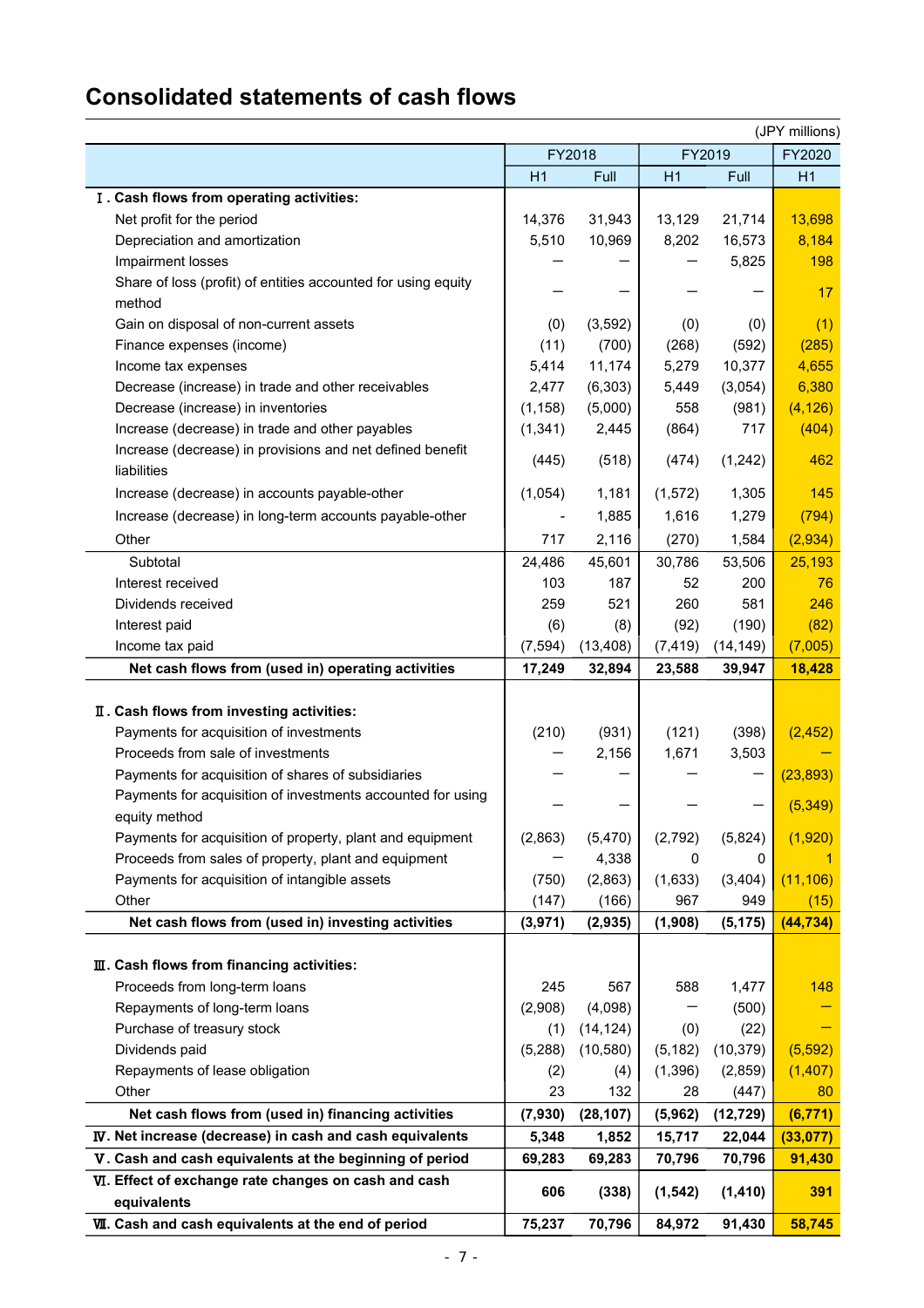# Consolidated statements of cash flows

(JPY millions)

| | FY2018 | | FY2019 | | FY2020 |
|---|---|---|---|---|---|
| | H1 | Full | H1 | Full | H1 |
| **Ⅰ. Cash flows from operating activities:** | | | | | |
| Net profit for the period | 14,376 | 31,943 | 13,129 | 21,714 | 13,698 |
| Depreciation and amortization | 5,510 | 10,969 | 8,202 | 16,573 | 8,184 |
| Impairment losses | ― | ― | ― | 5,825 | 198 |
| Share of loss (profit) of entities accounted for using equity method | ― | ― | ― | ― | 17 |
| Gain on disposal of non-current assets | (0) | (3,592) | (0) | (0) | (1) |
| Finance expenses (income) | (11) | (700) | (268) | (592) | (285) |
| Income tax expenses | 5,414 | 11,174 | 5,279 | 10,377 | 4,655 |
| Decrease (increase) in trade and other receivables | 2,477 | (6,303) | 5,449 | (3,054) | 6,380 |
| Decrease (increase) in inventories | (1,158) | (5,000) | 558 | (981) | (4,126) |
| Increase (decrease) in trade and other payables | (1,341) | 2,445 | (864) | 717 | (404) |
| Increase (decrease) in provisions and net defined benefit liabilities | (445) | (518) | (474) | (1,242) | 462 |
| Increase (decrease) in accounts payable-other | (1,054) | 1,181 | (1,572) | 1,305 | 145 |
| Increase (decrease) in long-term accounts payable-other | - | 1,885 | 1,616 | 1,279 | (794) |
| Other | 717 | 2,116 | (270) | 1,584 | (2,934) |
| Subtotal | 24,486 | 45,601 | 30,786 | 53,506 | 25,193 |
| Interest received | 103 | 187 | 52 | 200 | 76 |
| Dividends received | 259 | 521 | 260 | 581 | 246 |
| Interest paid | (6) | (8) | (92) | (190) | (82) |
| Income tax paid | (7,594) | (13,408) | (7,419) | (14,149) | (7,005) |
| **Net cash flows from (used in) operating activities** | **17,249** | **32,894** | **23,588** | **39,947** | **18,428** |
| **Ⅱ. Cash flows from investing activities:** | | | | | |
| Payments for acquisition of investments | (210) | (931) | (121) | (398) | (2,452) |
| Proceeds from sale of investments | ― | 2,156 | 1,671 | 3,503 | ― |
| Payments for acquisition of shares of subsidiaries | ― | ― | ― | ― | (23,893) |
| Payments for acquisition of investments accounted for using equity method | ― | ― | ― | ― | (5,349) |
| Payments for acquisition of property, plant and equipment | (2,863) | (5,470) | (2,792) | (5,824) | (1,920) |
| Proceeds from sales of property, plant and equipment | ― | 4,338 | 0 | 0 | 1 |
| Payments for acquisition of intangible assets | (750) | (2,863) | (1,633) | (3,404) | (11,106) |
| Other | (147) | (166) | 967 | 949 | (15) |
| **Net cash flows from (used in) investing activities** | **(3,971)** | **(2,935)** | **(1,908)** | **(5,175)** | **(44,734)** |
| **Ⅲ. Cash flows from financing activities:** | | | | | |
| Proceeds from long-term loans | 245 | 567 | 588 | 1,477 | 148 |
| Repayments of long-term loans | (2,908) | (4,098) | ― | (500) | ― |
| Purchase of treasury stock | (1) | (14,124) | (0) | (22) | ― |
| Dividends paid | (5,288) | (10,580) | (5,182) | (10,379) | (5,592) |
| Repayments of lease obligation | (2) | (4) | (1,396) | (2,859) | (1,407) |
| Other | 23 | 132 | 28 | (447) | 80 |
| **Net cash flows from (used in) financing activities** | **(7,930)** | **(28,107)** | **(5,962)** | **(12,729)** | **(6,771)** |
| **Ⅳ. Net increase (decrease) in cash and cash equivalents** | **5,348** | **1,852** | **15,717** | **22,044** | **(33,077)** |
| **Ⅴ. Cash and cash equivalents at the beginning of period** | **69,283** | **69,283** | **70,796** | **70,796** | **91,430** |
| **Ⅵ. Effect of exchange rate changes on cash and cash equivalents** | **606** | **(338)** | **(1,542)** | **(1,410)** | **391** |
| **Ⅶ. Cash and cash equivalents at the end of period** | **75,237** | **70,796** | **84,972** | **91,430** | **58,745** |